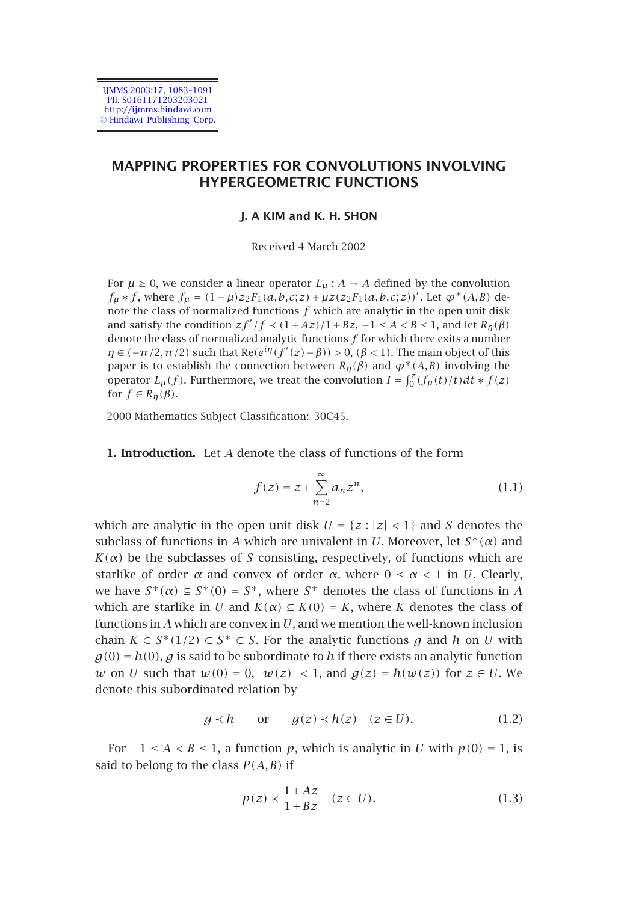# MAPPING PROPERTIES FOR CONVOLUTIONS INVOLVING HYPERGEOMETRIC FUNCTIONS

**J. A KIM and K. H. SHON**

Received 4 March 2002

For $\mu \geq 0$, we consider a linear operator $L_\mu : A \to A$ defined by the convolution $f_\mu * f$, where $f_\mu = (1-\mu)z_2F_1(a,b,c;z) + \mu z(z_2F_1(a,b,c;z))'$. Let $\varphi^*(A,B)$ denote the class of normalized functions $f$ which are analytic in the open unit disk and satisfy the condition $zf'/f \prec (1+Az)/1+Bz$, $-1 \leq A < B \leq 1$, and let $R_\eta(\beta)$ denote the class of normalized analytic functions $f$ for which there exits a number $\eta \in (-\pi/2, \pi/2)$ such that $\operatorname{Re}(e^{i\eta}(f'(z)-\beta)) > 0$, $(\beta < 1)$. The main object of this paper is to establish the connection between $R_\eta(\beta)$ and $\varphi^*(A,B)$ involving the operator $L_\mu(f)$. Furthermore, we treat the convolution $I = \int_0^z (f_\mu(t)/t)dt * f(z)$ for $f \in R_\eta(\beta)$.

2000 Mathematics Subject Classification: 30C45.

**1. Introduction.** Let $A$ denote the class of functions of the form

$$f(z) = z + \sum_{n=2}^{\infty} a_n z^n, \tag{1.1}$$

which are analytic in the open unit disk $U = \{z : |z| < 1\}$ and $S$ denotes the subclass of functions in $A$ which are univalent in $U$. Moreover, let $S^*(\alpha)$ and $K(\alpha)$ be the subclasses of $S$ consisting, respectively, of functions which are starlike of order $\alpha$ and convex of order $\alpha$, where $0 \leq \alpha < 1$ in $U$. Clearly, we have $S^*(\alpha) \subseteq S^*(0) = S^*$, where $S^*$ denotes the class of functions in $A$ which are starlike in $U$ and $K(\alpha) \subseteq K(0) = K$, where $K$ denotes the class of functions in $A$ which are convex in $U$, and we mention the well-known inclusion chain $K \subset S^*(1/2) \subset S^* \subset S$. For the analytic functions $g$ and $h$ on $U$ with $g(0) = h(0)$, $g$ is said to be subordinate to $h$ if there exists an analytic function $w$ on $U$ such that $w(0) = 0$, $|w(z)| < 1$, and $g(z) = h(w(z))$ for $z \in U$. We denote this subordinated relation by

$$g \prec h \qquad \text{or} \qquad g(z) \prec h(z) \quad (z \in U). \tag{1.2}$$

For $-1 \leq A < B \leq 1$, a function $p$, which is analytic in $U$ with $p(0) = 1$, is said to belong to the class $P(A,B)$ if

$$p(z) \prec \frac{1+Az}{1+Bz} \quad (z \in U). \tag{1.3}$$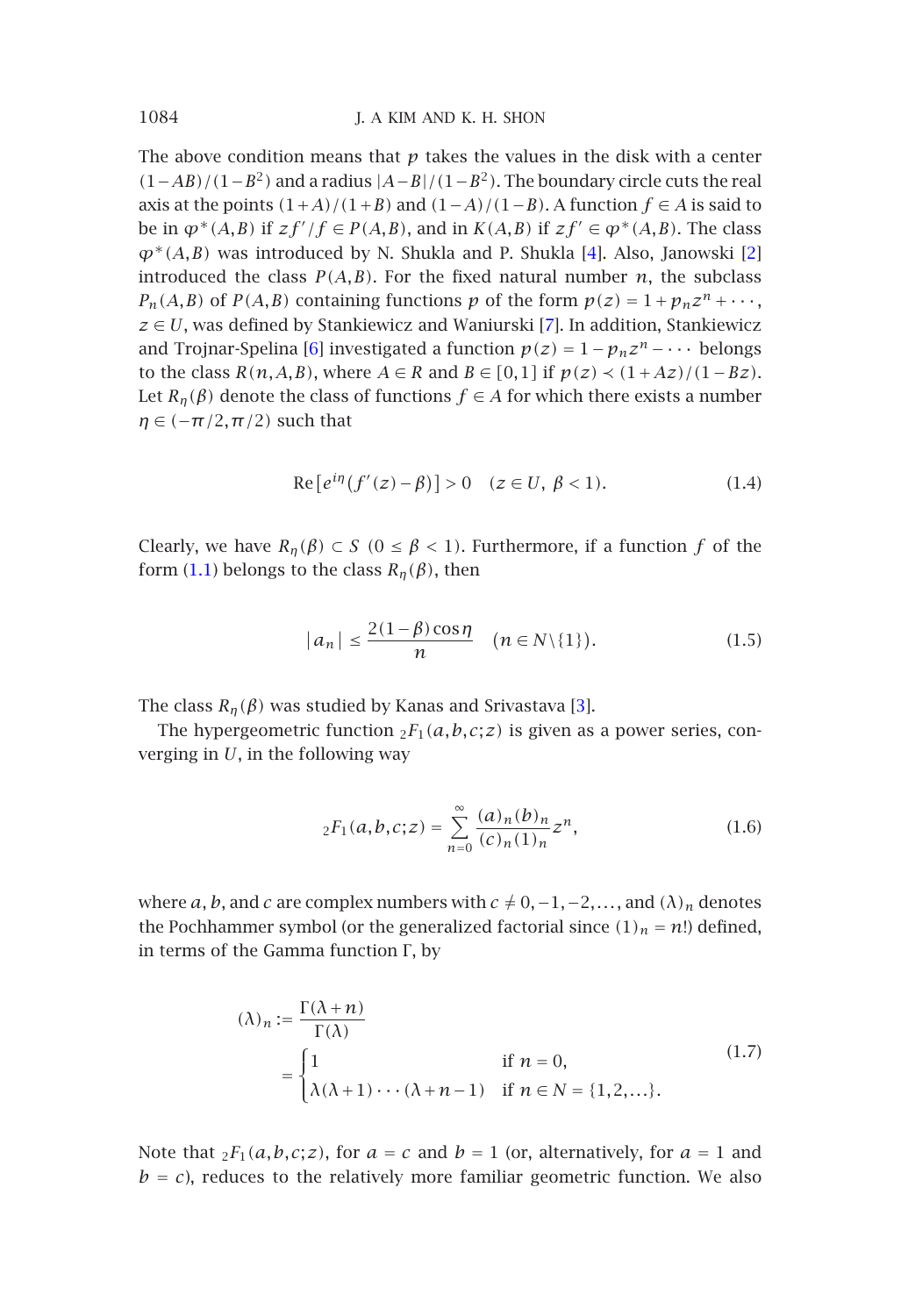The above condition means that $p$ takes the values in the disk with a center $(1-AB)/(1-B^2)$ and a radius $|A-B|/(1-B^2)$. The boundary circle cuts the real axis at the points $(1+A)/(1+B)$ and $(1-A)/(1-B)$. A function $f \in A$ is said to be in $\varphi^*(A,B)$ if $zf'/f \in P(A,B)$, and in $K(A,B)$ if $zf' \in \varphi^*(A,B)$. The class $\varphi^*(A,B)$ was introduced by N. Shukla and P. Shukla [4]. Also, Janowski [2] introduced the class $P(A,B)$. For the fixed natural number $n$, the subclass $P_n(A,B)$ of $P(A,B)$ containing functions $p$ of the form $p(z) = 1 + p_n z^n + \cdots$, $z \in U$, was defined by Stankiewicz and Waniurski [7]. In addition, Stankiewicz and Trojnar-Spelina [6] investigated a function $p(z) = 1 - p_n z^n - \cdots$ belongs to the class $R(n,A,B)$, where $A \in R$ and $B \in [0,1]$ if $p(z) \prec (1+Az)/(1-Bz)$. Let $R_\eta(\beta)$ denote the class of functions $f \in A$ for which there exists a number $\eta \in (-\pi/2, \pi/2)$ such that

$$\operatorname{Re}\left[e^{i\eta}\left(f'(z) - \beta\right)\right] > 0 \quad (z \in U,\ \beta < 1). \tag{1.4}$$

Clearly, we have $R_\eta(\beta) \subset S$ $(0 \le \beta < 1)$. Furthermore, if a function $f$ of the form (1.1) belongs to the class $R_\eta(\beta)$, then

$$|a_n| \le \frac{2(1-\beta)\cos\eta}{n} \quad (n \in N \backslash \{1\}). \tag{1.5}$$

The class $R_\eta(\beta)$ was studied by Kanas and Srivastava [3].

The hypergeometric function ${}_2F_1(a,b,c;z)$ is given as a power series, converging in $U$, in the following way

$$ {}_2F_1(a,b,c;z) = \sum_{n=0}^{\infty} \frac{(a)_n (b)_n}{(c)_n (1)_n} z^n, \tag{1.6}$$

where $a$, $b$, and $c$ are complex numbers with $c \ne 0, -1, -2, \ldots$, and $(\lambda)_n$ denotes the Pochhammer symbol (or the generalized factorial since $(1)_n = n!$) defined, in terms of the Gamma function $\Gamma$, by

$$(\lambda)_n := \frac{\Gamma(\lambda+n)}{\Gamma(\lambda)} = \begin{cases} 1 & \text{if } n = 0, \\ \lambda(\lambda+1)\cdots(\lambda+n-1) & \text{if } n \in N = \{1,2,\ldots\}. \end{cases} \tag{1.7}$$

Note that ${}_2F_1(a,b,c;z)$, for $a = c$ and $b = 1$ (or, alternatively, for $a = 1$ and $b = c$), reduces to the relatively more familiar geometric function. We also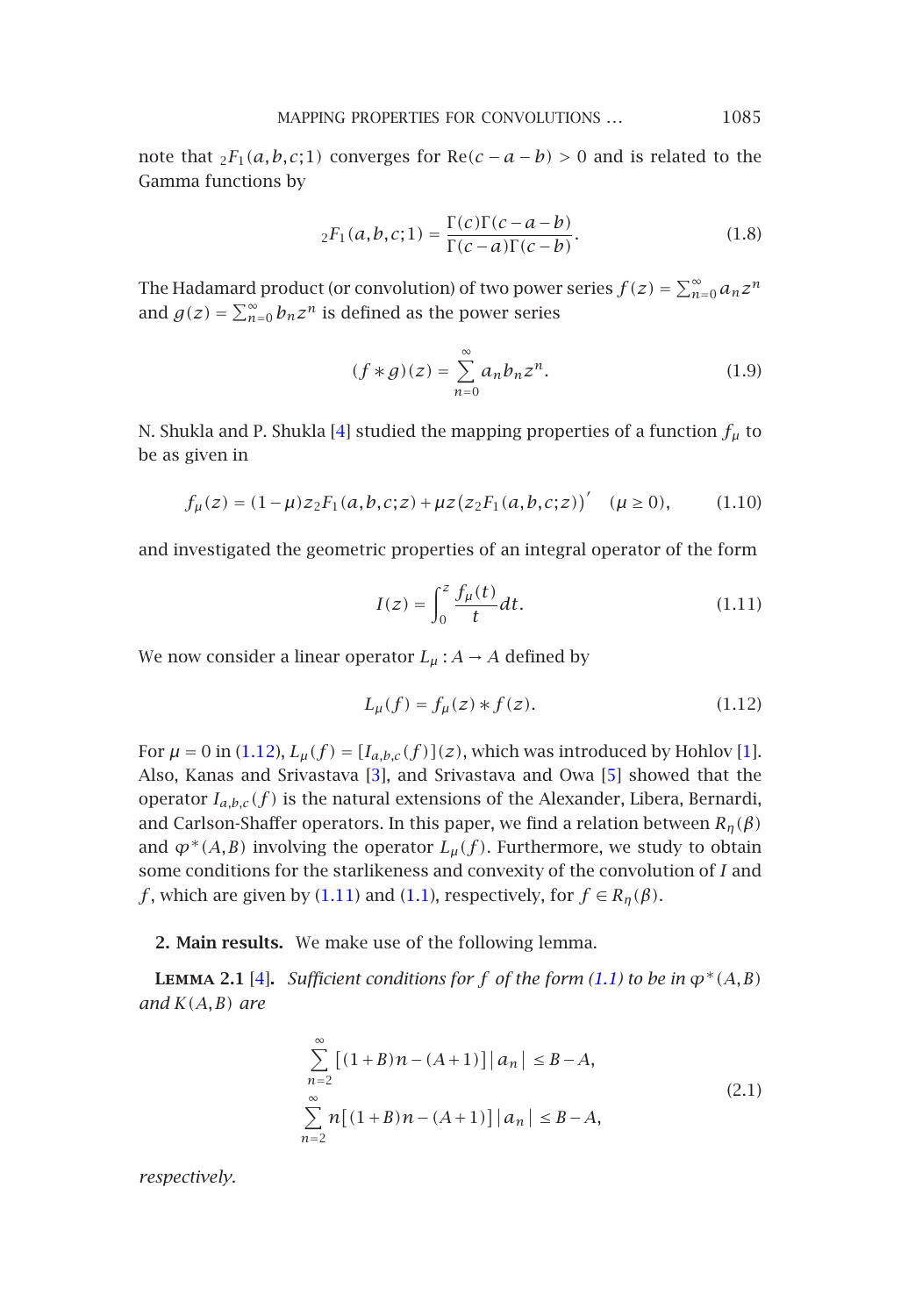note that ${}_2F_1(a,b,c;1)$ converges for $\mathrm{Re}(c-a-b)>0$ and is related to the Gamma functions by

$$
{}_2F_1(a,b,c;1)=\frac{\Gamma(c)\Gamma(c-a-b)}{\Gamma(c-a)\Gamma(c-b)}. \tag{1.8}
$$

The Hadamard product (or convolution) of two power series $f(z)=\sum_{n=0}^{\infty}a_nz^n$ and $g(z)=\sum_{n=0}^{\infty}b_nz^n$ is defined as the power series

$$
(f*g)(z)=\sum_{n=0}^{\infty}a_nb_nz^n. \tag{1.9}
$$

N. Shukla and P. Shukla [4] studied the mapping properties of a function $f_\mu$ to be as given in

$$
f_\mu(z)=(1-\mu)z\,{}_2F_1(a,b,c;z)+\mu z\left(z\,{}_2F_1(a,b,c;z)\right)' \quad (\mu\ge 0), \tag{1.10}
$$

and investigated the geometric properties of an integral operator of the form

$$
I(z)=\int_0^z\frac{f_\mu(t)}{t}\,dt. \tag{1.11}
$$

We now consider a linear operator $L_\mu: A\to A$ defined by

$$
L_\mu(f)=f_\mu(z)*f(z). \tag{1.12}
$$

For $\mu=0$ in (1.12), $L_\mu(f)=[I_{a,b,c}(f)](z)$, which was introduced by Hohlov [1]. Also, Kanas and Srivastava [3], and Srivastava and Owa [5] showed that the operator $I_{a,b,c}(f)$ is the natural extensions of the Alexander, Libera, Bernardi, and Carlson-Shaffer operators. In this paper, we find a relation between $R_\eta(\beta)$ and $\varphi^*(A,B)$ involving the operator $L_\mu(f)$. Furthermore, we study to obtain some conditions for the starlikeness and convexity of the convolution of $I$ and $f$, which are given by (1.11) and (1.1), respectively, for $f\in R_\eta(\beta)$.

## 2. Main results.

We make use of the following lemma.

**Lemma 2.1** [4]. *Sufficient conditions for $f$ of the form (1.1) to be in $\varphi^*(A,B)$ and $K(A,B)$ are*

$$
\begin{gathered}
\sum_{n=2}^{\infty}\left[(1+B)n-(A+1)\right]\left|a_n\right|\le B-A,\\
\sum_{n=2}^{\infty}n\left[(1+B)n-(A+1)\right]\left|a_n\right|\le B-A,
\end{gathered} \tag{2.1}
$$

*respectively.*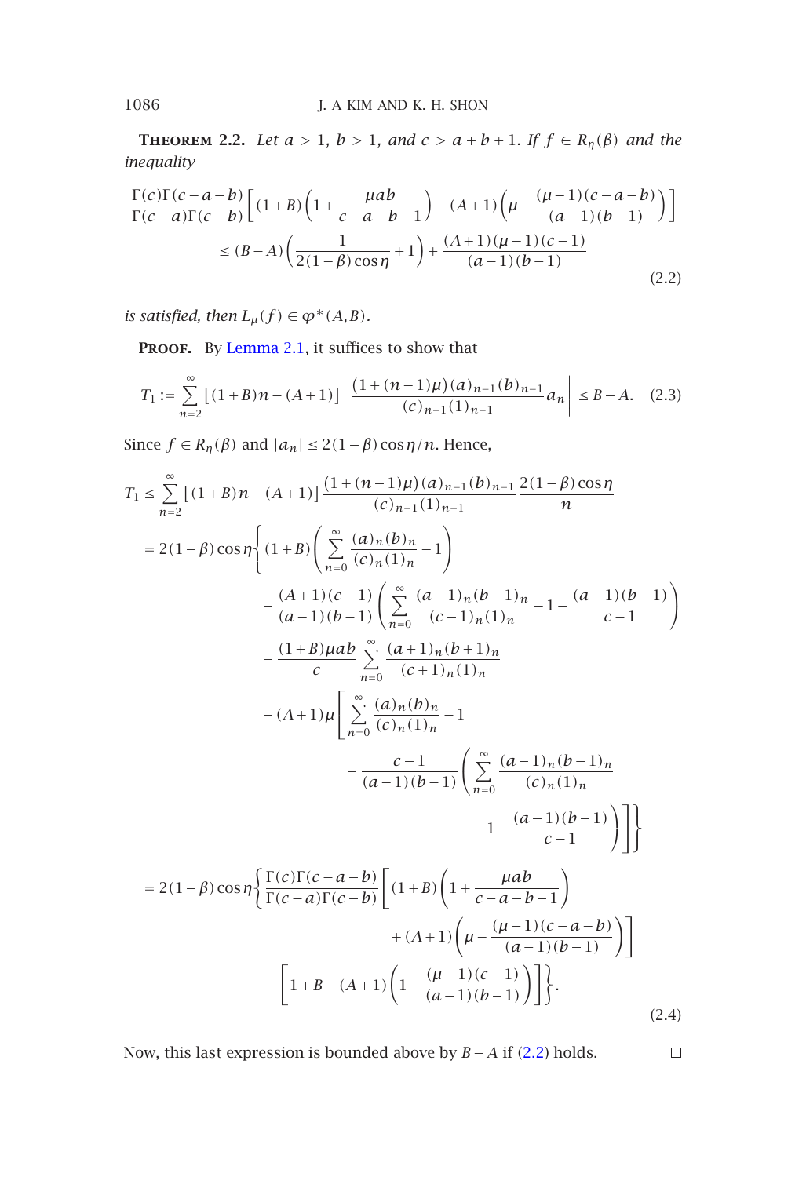**Theorem 2.2.** *Let $a > 1$, $b > 1$, and $c > a+b+1$. If $f \in R_\eta(\beta)$ and the inequality*

$$\frac{\Gamma(c)\Gamma(c-a-b)}{\Gamma(c-a)\Gamma(c-b)}\left[(1+B)\left(1+\frac{\mu ab}{c-a-b-1}\right)-(A+1)\left(\mu-\frac{(\mu-1)(c-a-b)}{(a-1)(b-1)}\right)\right] \leq (B-A)\left(\frac{1}{2(1-\beta)\cos\eta}+1\right)+\frac{(A+1)(\mu-1)(c-1)}{(a-1)(b-1)} \tag{2.2}$$

*is satisfied, then $L_\mu(f) \in \varphi^*(A,B)$.*

**Proof.** By Lemma 2.1, it suffices to show that

$$T_1 := \sum_{n=2}^{\infty}\left[(1+B)n-(A+1)\right]\left|\frac{(1+(n-1)\mu)(a)_{n-1}(b)_{n-1}}{(c)_{n-1}(1)_{n-1}}a_n\right| \leq B-A. \tag{2.3}$$

Since $f \in R_\eta(\beta)$ and $|a_n| \leq 2(1-\beta)\cos\eta/n$. Hence,

$$\begin{aligned}
T_1 &\leq \sum_{n=2}^{\infty}\left[(1+B)n-(A+1)\right]\frac{(1+(n-1)\mu)(a)_{n-1}(b)_{n-1}}{(c)_{n-1}(1)_{n-1}}\frac{2(1-\beta)\cos\eta}{n} \\
&= 2(1-\beta)\cos\eta\Bigg\{(1+B)\left(\sum_{n=0}^{\infty}\frac{(a)_n(b)_n}{(c)_n(1)_n}-1\right) \\
&\qquad -\frac{(A+1)(c-1)}{(a-1)(b-1)}\left(\sum_{n=0}^{\infty}\frac{(a-1)_n(b-1)_n}{(c-1)_n(1)_n}-1-\frac{(a-1)(b-1)}{c-1}\right) \\
&\qquad +\frac{(1+B)\mu ab}{c}\sum_{n=0}^{\infty}\frac{(a+1)_n(b+1)_n}{(c+1)_n(1)_n} \\
&\qquad -(A+1)\mu\Bigg[\sum_{n=0}^{\infty}\frac{(a)_n(b)_n}{(c)_n(1)_n}-1 \\
&\qquad\qquad -\frac{c-1}{(a-1)(b-1)}\left(\sum_{n=0}^{\infty}\frac{(a-1)_n(b-1)_n}{(c)_n(1)_n}-1-\frac{(a-1)(b-1)}{c-1}\right)\Bigg]\Bigg\} \\
&= 2(1-\beta)\cos\eta\Bigg\{\frac{\Gamma(c)\Gamma(c-a-b)}{\Gamma(c-a)\Gamma(c-b)}\Bigg[(1+B)\left(1+\frac{\mu ab}{c-a-b-1}\right) \\
&\qquad +(A+1)\left(\mu-\frac{(\mu-1)(c-a-b)}{(a-1)(b-1)}\right)\Bigg] \\
&\qquad -\left[1+B-(A+1)\left(1-\frac{(\mu-1)(c-1)}{(a-1)(b-1)}\right)\right]\Bigg\}.
\end{aligned} \tag{2.4}$$

Now, this last expression is bounded above by $B-A$ if (2.2) holds. $\square$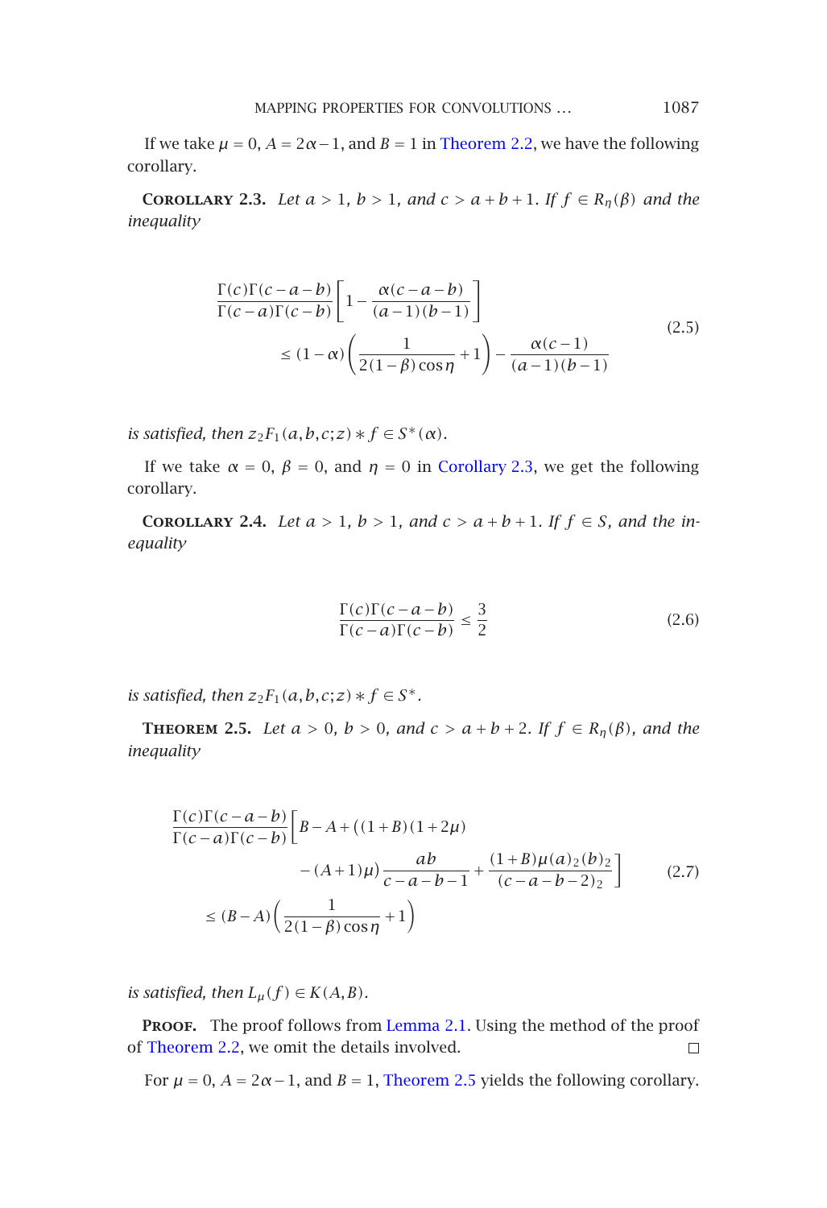If we take $\mu = 0$, $A = 2\alpha - 1$, and $B = 1$ in Theorem 2.2, we have the following corollary.

**Corollary 2.3.** *Let $a > 1$, $b > 1$, and $c > a+b+1$. If $f \in R_\eta(\beta)$ and the inequality*

$$
\begin{aligned}
&\frac{\Gamma(c)\Gamma(c-a-b)}{\Gamma(c-a)\Gamma(c-b)}\left[1 - \frac{\alpha(c-a-b)}{(a-1)(b-1)}\right] \\
&\qquad \leq (1-\alpha)\left(\frac{1}{2(1-\beta)\cos\eta} + 1\right) - \frac{\alpha(c-1)}{(a-1)(b-1)}
\end{aligned}
\tag{2.5}
$$

*is satisfied, then $z\,{}_2F_1(a,b,c;z) * f \in S^*(\alpha)$.*

If we take $\alpha = 0$, $\beta = 0$, and $\eta = 0$ in Corollary 2.3, we get the following corollary.

**Corollary 2.4.** *Let $a > 1$, $b > 1$, and $c > a+b+1$. If $f \in S$, and the inequality*

$$
\frac{\Gamma(c)\Gamma(c-a-b)}{\Gamma(c-a)\Gamma(c-b)} \leq \frac{3}{2}
\tag{2.6}
$$

*is satisfied, then $z\,{}_2F_1(a,b,c;z) * f \in S^*$.*

**Theorem 2.5.** *Let $a > 0$, $b > 0$, and $c > a+b+2$. If $f \in R_\eta(\beta)$, and the inequality*

$$
\begin{aligned}
&\frac{\Gamma(c)\Gamma(c-a-b)}{\Gamma(c-a)\Gamma(c-b)}\Bigg[B - A + \big((1+B)(1+2\mu) \\
&\qquad\qquad - (A+1)\mu\big)\frac{ab}{c-a-b-1} + \frac{(1+B)\mu(a)_2(b)_2}{(c-a-b-2)_2}\Bigg] \\
&\quad \leq (B-A)\left(\frac{1}{2(1-\beta)\cos\eta} + 1\right)
\end{aligned}
\tag{2.7}
$$

*is satisfied, then $L_\mu(f) \in K(A,B)$.*

**Proof.** The proof follows from Lemma 2.1. Using the method of the proof of Theorem 2.2, we omit the details involved. $\square$

For $\mu = 0$, $A = 2\alpha - 1$, and $B = 1$, Theorem 2.5 yields the following corollary.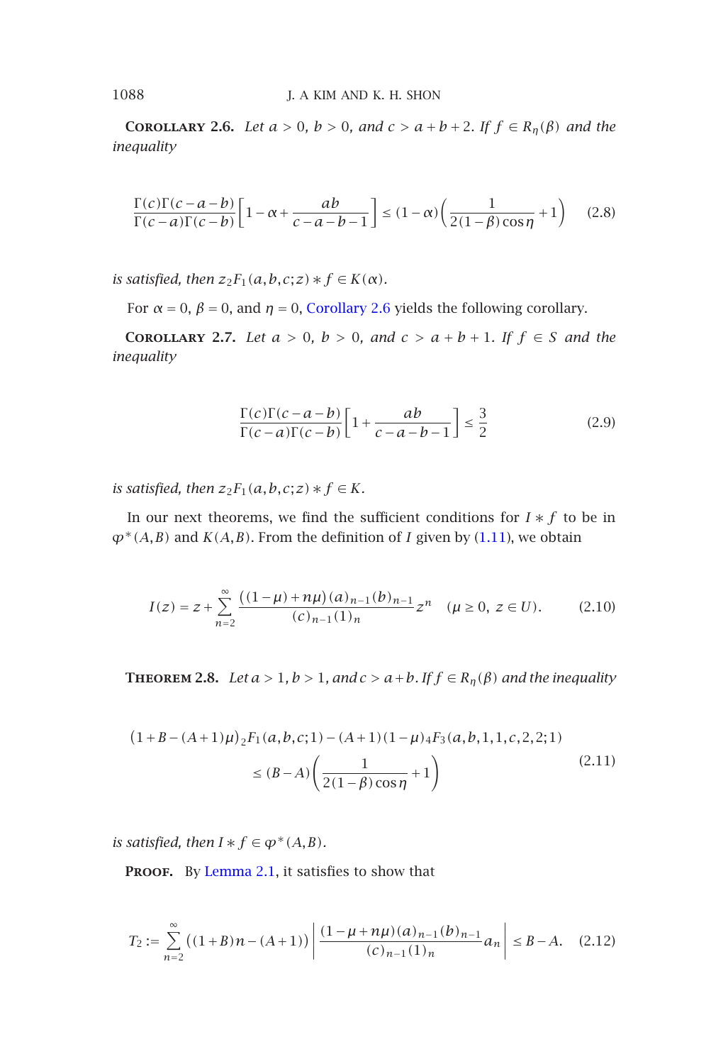**Corollary 2.6.** *Let $a > 0$, $b > 0$, and $c > a + b + 2$. If $f \in R_\eta(\beta)$ and the inequality*

$$\frac{\Gamma(c)\Gamma(c-a-b)}{\Gamma(c-a)\Gamma(c-b)}\left[1-\alpha+\frac{ab}{c-a-b-1}\right] \le (1-\alpha)\left(\frac{1}{2(1-\beta)\cos\eta}+1\right) \tag{2.8}$$

*is satisfied, then $z\,{}_2F_1(a,b,c;z) * f \in K(\alpha)$.*

For $\alpha = 0$, $\beta = 0$, and $\eta = 0$, Corollary 2.6 yields the following corollary.

**Corollary 2.7.** *Let $a > 0$, $b > 0$, and $c > a + b + 1$. If $f \in S$ and the inequality*

$$\frac{\Gamma(c)\Gamma(c-a-b)}{\Gamma(c-a)\Gamma(c-b)}\left[1+\frac{ab}{c-a-b-1}\right] \le \frac{3}{2} \tag{2.9}$$

*is satisfied, then $z\,{}_2F_1(a,b,c;z) * f \in K$.*

In our next theorems, we find the sufficient conditions for $I * f$ to be in $\varphi^*(A,B)$ and $K(A,B)$. From the definition of $I$ given by (1.11), we obtain

$$I(z) = z + \sum_{n=2}^{\infty} \frac{((1-\mu)+n\mu)(a)_{n-1}(b)_{n-1}}{(c)_{n-1}(1)_n} z^n \quad (\mu \ge 0,\ z \in U). \tag{2.10}$$

**Theorem 2.8.** *Let $a > 1$, $b > 1$, and $c > a + b$. If $f \in R_\eta(\beta)$ and the inequality*

$$\begin{aligned}(1+B-(A+1)\mu)\,{}_2F_1(a,b,c;1) - (A+1)(1-\mu)\,{}_4F_3(a,b,1,1,c,2,2;1)&\\ \le (B-A)\left(\frac{1}{2(1-\beta)\cos\eta}+1\right)&\end{aligned} \tag{2.11}$$

*is satisfied, then $I * f \in \varphi^*(A,B)$.*

**Proof.** By Lemma 2.1, it satisfies to show that

$$T_2 := \sum_{n=2}^{\infty} ((1+B)n-(A+1)) \left| \frac{(1-\mu+n\mu)(a)_{n-1}(b)_{n-1}}{(c)_{n-1}(1)_n} a_n \right| \le B - A. \tag{2.12}$$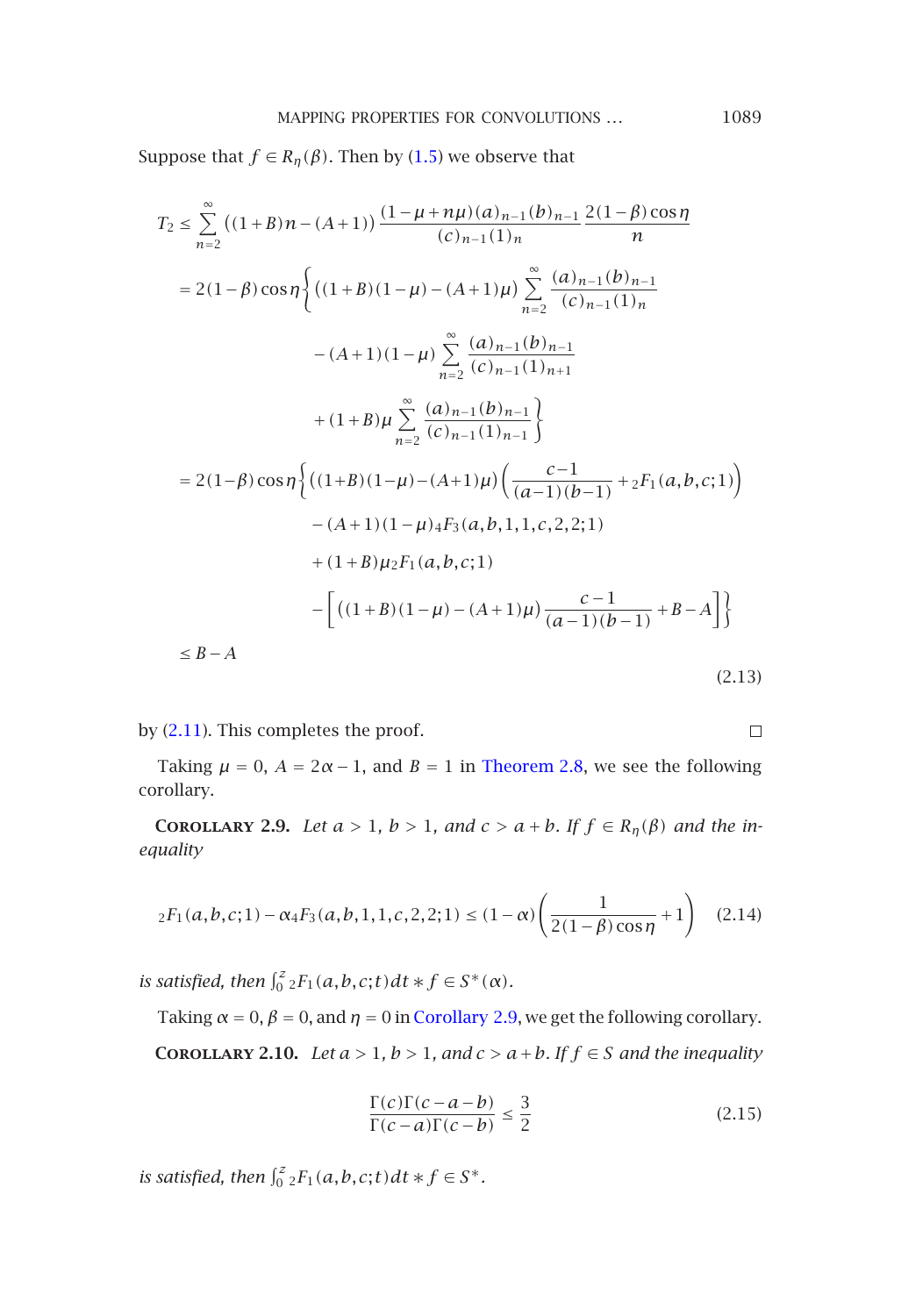Suppose that $f \in R_\eta(\beta)$. Then by (1.5) we observe that

$$
\begin{aligned}
T_2 &\leq \sum_{n=2}^{\infty} \left((1+B)n-(A+1)\right) \frac{(1-\mu+n\mu)(a)_{n-1}(b)_{n-1}}{(c)_{n-1}(1)_n} \frac{2(1-\beta)\cos\eta}{n} \\
&= 2(1-\beta)\cos\eta \Bigg\{ \left((1+B)(1-\mu)-(A+1)\mu\right) \sum_{n=2}^{\infty} \frac{(a)_{n-1}(b)_{n-1}}{(c)_{n-1}(1)_n} \\
&\qquad - (A+1)(1-\mu) \sum_{n=2}^{\infty} \frac{(a)_{n-1}(b)_{n-1}}{(c)_{n-1}(1)_{n+1}} \\
&\qquad + (1+B)\mu \sum_{n=2}^{\infty} \frac{(a)_{n-1}(b)_{n-1}}{(c)_{n-1}(1)_{n-1}} \Bigg\} \\
&= 2(1-\beta)\cos\eta \Bigg\{ \left((1+B)(1-\mu)-(A+1)\mu\right) \left( \frac{c-1}{(a-1)(b-1)} + {}_2F_1(a,b,c;1) \right) \\
&\qquad - (A+1)(1-\mu)\, {}_4F_3(a,b,1,1,c,2,2;1) \\
&\qquad + (1+B)\mu\, {}_2F_1(a,b,c;1) \\
&\qquad - \left[ \left((1+B)(1-\mu)-(A+1)\mu\right) \frac{c-1}{(a-1)(b-1)} + B - A \right] \Bigg\} \\
&\leq B - A
\end{aligned}
\tag{2.13}
$$

by (2.11). This completes the proof. $\square$

Taking $\mu = 0$, $A = 2\alpha - 1$, and $B = 1$ in Theorem 2.8, we see the following corollary.

**Corollary 2.9.** *Let $a > 1$, $b > 1$, and $c > a + b$. If $f \in R_\eta(\beta)$ and the inequality*

$$
{}_2F_1(a,b,c;1) - \alpha\, {}_4F_3(a,b,1,1,c,2,2;1) \leq (1-\alpha)\left( \frac{1}{2(1-\beta)\cos\eta} + 1 \right) \tag{2.14}
$$

*is satisfied, then $\int_0^z {}_2F_1(a,b,c;t)\,dt * f \in S^*(\alpha)$.*

Taking $\alpha = 0$, $\beta = 0$, and $\eta = 0$ in Corollary 2.9, we get the following corollary.

**Corollary 2.10.** *Let $a > 1$, $b > 1$, and $c > a + b$. If $f \in S$ and the inequality*

$$
\frac{\Gamma(c)\Gamma(c-a-b)}{\Gamma(c-a)\Gamma(c-b)} \leq \frac{3}{2} \tag{2.15}
$$

*is satisfied, then $\int_0^z {}_2F_1(a,b,c;t)\,dt * f \in S^*$.*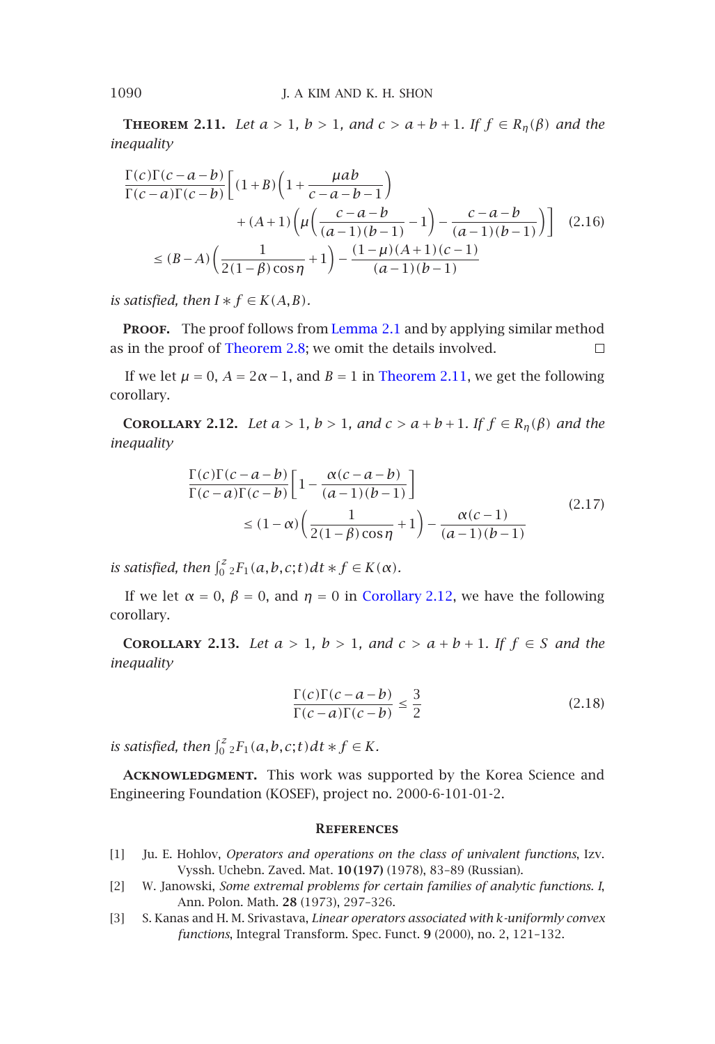**Theorem 2.11.** *Let $a > 1$, $b > 1$, and $c > a+b+1$. If $f \in R_\eta(\beta)$ and the inequality*

$$\begin{aligned} &\frac{\Gamma(c)\Gamma(c-a-b)}{\Gamma(c-a)\Gamma(c-b)}\bigg[(1+B)\left(1+\frac{\mu ab}{c-a-b-1}\right) \\ &\qquad\qquad + (A+1)\left(\mu\left(\frac{c-a-b}{(a-1)(b-1)}-1\right)-\frac{c-a-b}{(a-1)(b-1)}\right)\bigg] \\ &\quad \le (B-A)\left(\frac{1}{2(1-\beta)\cos\eta}+1\right)-\frac{(1-\mu)(A+1)(c-1)}{(a-1)(b-1)} \end{aligned} \tag{2.16}$$

*is satisfied, then $I * f \in K(A,B)$.*

**Proof.** The proof follows from Lemma 2.1 and by applying similar method as in the proof of Theorem 2.8; we omit the details involved. □

If we let $\mu = 0$, $A = 2\alpha - 1$, and $B = 1$ in Theorem 2.11, we get the following corollary.

**Corollary 2.12.** *Let $a > 1$, $b > 1$, and $c > a+b+1$. If $f \in R_\eta(\beta)$ and the inequality*

$$\begin{aligned} &\frac{\Gamma(c)\Gamma(c-a-b)}{\Gamma(c-a)\Gamma(c-b)}\left[1-\frac{\alpha(c-a-b)}{(a-1)(b-1)}\right] \\ &\quad \le (1-\alpha)\left(\frac{1}{2(1-\beta)\cos\eta}+1\right)-\frac{\alpha(c-1)}{(a-1)(b-1)} \end{aligned} \tag{2.17}$$

*is satisfied, then $\int_0^z {}_2F_1(a,b,c;t)\,dt * f \in K(\alpha)$.*

If we let $\alpha = 0$, $\beta = 0$, and $\eta = 0$ in Corollary 2.12, we have the following corollary.

**Corollary 2.13.** *Let $a > 1$, $b > 1$, and $c > a+b+1$. If $f \in S$ and the inequality*

$$\frac{\Gamma(c)\Gamma(c-a-b)}{\Gamma(c-a)\Gamma(c-b)} \le \frac{3}{2} \tag{2.18}$$

*is satisfied, then $\int_0^z {}_2F_1(a,b,c;t)\,dt * f \in K$.*

**Acknowledgment.** This work was supported by the Korea Science and Engineering Foundation (KOSEF), project no. 2000-6-101-01-2.

## References

[1] Ju. E. Hohlov, *Operators and operations on the class of univalent functions*, Izv. Vyssh. Uchebn. Zaved. Mat. **10 (197)** (1978), 83–89 (Russian).

[2] W. Janowski, *Some extremal problems for certain families of analytic functions. I*, Ann. Polon. Math. **28** (1973), 297–326.

[3] S. Kanas and H. M. Srivastava, *Linear operators associated with k-uniformly convex functions*, Integral Transform. Spec. Funct. **9** (2000), no. 2, 121–132.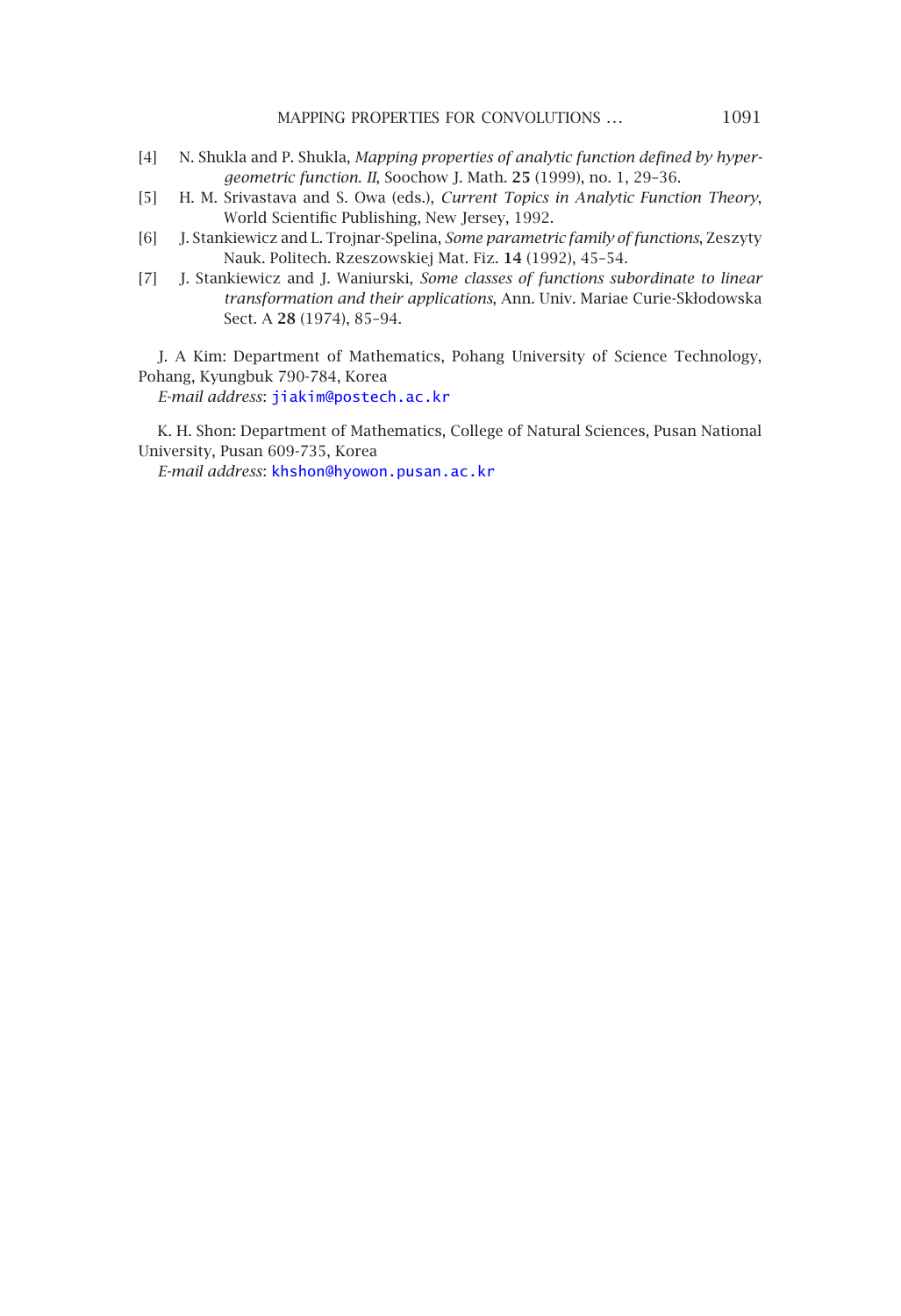[4] N. Shukla and P. Shukla, *Mapping properties of analytic function defined by hypergeometric function. II*, Soochow J. Math. **25** (1999), no. 1, 29–36.

[5] H. M. Srivastava and S. Owa (eds.), *Current Topics in Analytic Function Theory*, World Scientific Publishing, New Jersey, 1992.

[6] J. Stankiewicz and L. Trojnar-Spelina, *Some parametric family of functions*, Zeszyty Nauk. Politech. Rzeszowskiej Mat. Fiz. **14** (1992), 45–54.

[7] J. Stankiewicz and J. Waniurski, *Some classes of functions subordinate to linear transformation and their applications*, Ann. Univ. Mariae Curie-Skłodowska Sect. A **28** (1974), 85–94.

J. A Kim: Department of Mathematics, Pohang University of Science Technology, Pohang, Kyungbuk 790-784, Korea

*E-mail address*: jiakim@postech.ac.kr

K. H. Shon: Department of Mathematics, College of Natural Sciences, Pusan National University, Pusan 609-735, Korea

*E-mail address*: khshon@hyowon.pusan.ac.kr